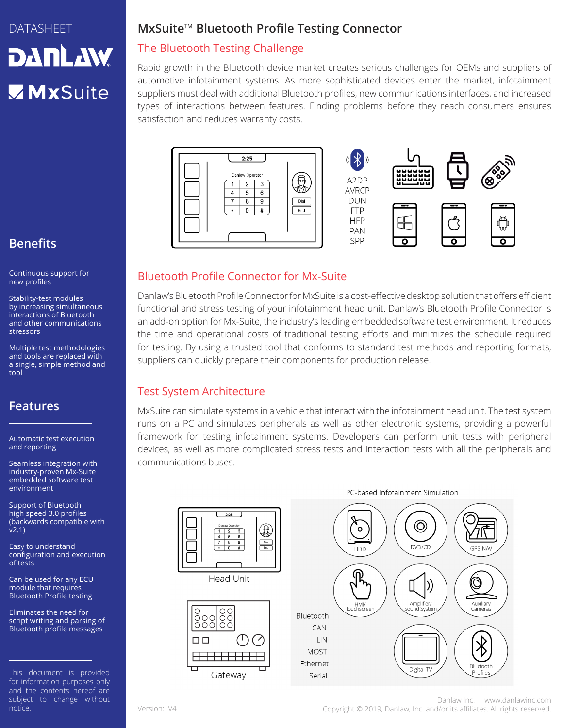DATASHEET

DANLAW

MxSuite

# MxSuite™ Bluetooth Profile Testing Connector

## The Bluetooth Testing Challenge

Rapid growth in the Bluetooth device market creates serious challenges for OEMs and suppliers of automotive infotainment systems. As more sophisticated devices enter the market, infotainment suppliers must deal with additional Bluetooth profiles, new communications interfaces, and increased types of interactions between features. Finding problems before they reach consumers ensures satisfaction and reduces warranty costs.

A2DP
AVRCP
DUN
FTP
HFP
PAN
SPP

## Bluetooth Profile Connector for Mx-Suite

Danlaw's Bluetooth Profile Connector for MxSuite is a cost-effective desktop solution that offers efficient functional and stress testing of your infotainment head unit. Danlaw's Bluetooth Profile Connector is an add-on option for Mx-Suite, the industry's leading embedded software test environment. It reduces the time and operational costs of traditional testing efforts and minimizes the schedule required for testing. By using a trusted tool that conforms to standard test methods and reporting formats, suppliers can quickly prepare their components for production release.

## Test System Architecture

MxSuite can simulate systems in a vehicle that interact with the infotainment head unit. The test system runs on a PC and simulates peripherals as well as other electronic systems, providing a powerful framework for testing infotainment systems. Developers can perform unit tests with peripheral devices, as well as more complicated stress tests and interaction tests with all the peripherals and communications buses.

PC-based Infotainment Simulation

Head Unit

Gateway

Bluetooth
CAN
LIN
MOST
Ethernet
Serial

HDD, DVD/CD, GPS NAV, HMI/Touchscreen, Amplifier/Sound System, Auxiliary Cameras, Digital TV, Bluetooth Profiles

## Benefits

- Continuous support for new profiles
- Stability-test modules by increasing simultaneous interactions of Bluetooth and other communications stressors
- Multiple test methodologies and tools are replaced with a single, simple method and tool

## Features

- Automatic test execution and reporting
- Seamless integration with industry-proven Mx-Suite embedded software test environment
- Support of Bluetooth high speed 3.0 profiles (backwards compatible with v2.1)
- Easy to understand configuration and execution of tests
- Can be used for any ECU module that requires Bluetooth Profile testing
- Eliminates the need for script writing and parsing of Bluetooth profile messages

This document is provided for information purposes only and the contents hereof are subject to change without notice.

Version: V4

Danlaw Inc. | www.danlawinc.com
Copyright © 2019, Danlaw, Inc. and/or its affiliates. All rights reserved.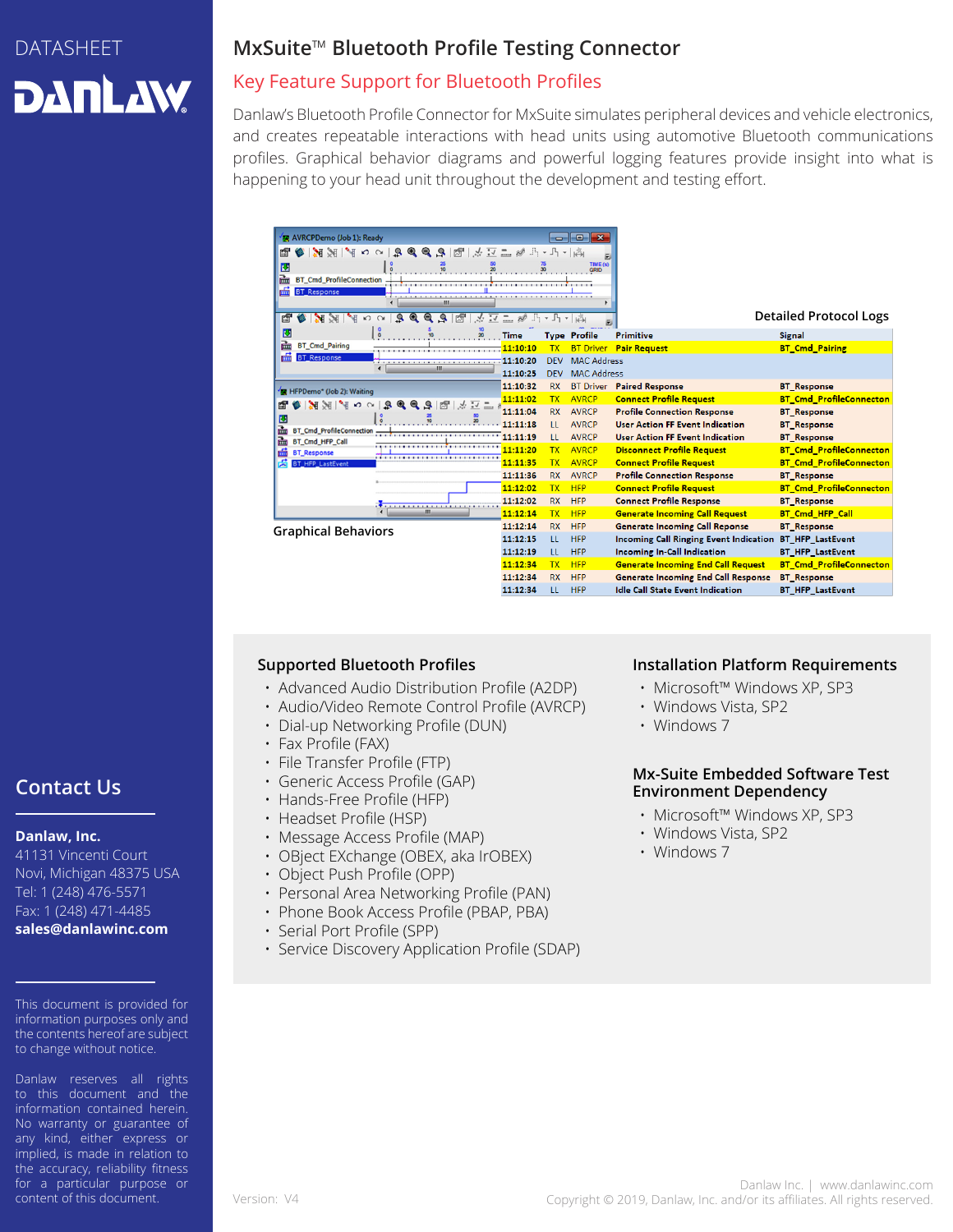DATASHEET

DANLAW

# MxSuite™ Bluetooth Profile Testing Connector

## Key Feature Support for Bluetooth Profiles

Danlaw's Bluetooth Profile Connector for MxSuite simulates peripheral devices and vehicle electronics, and creates repeatable interactions with head units using automotive Bluetooth communications profiles. Graphical behavior diagrams and powerful logging features provide insight into what is happening to your head unit throughout the development and testing effort.

Detailed Protocol Logs

| Time | Type | Profile | Primitive | Signal |
|---|---|---|---|---|
| 11:10:10 | TX | BT Driver | Pair Request | BT_Cmd_Pairing |
| 11:10:20 | DEV | MAC Address | | |
| 11:10:25 | DEV | MAC Address | | |
| 11:10:32 | RX | BT Driver | Paired Response | BT_Response |
| 11:11:02 | TX | AVRCP | Connect Profile Request | BT_Cmd_ProfileConnecton |
| 11:11:04 | RX | AVRCP | Profile Connection Response | BT_Response |
| 11:11:18 | LL | AVRCP | User Action FF Event Indication | BT_Response |
| 11:11:19 | LL | AVRCP | User Action FF Event Indication | BT_Response |
| 11:11:20 | TX | AVRCP | Disconnect Profile Request | BT_Cmd_ProfileConnecton |
| 11:11:35 | TX | AVRCP | Connect Profile Request | BT_Cmd_ProfileConnecton |
| 11:11:36 | RX | AVRCP | Profile Connection Response | BT_Response |
| 11:12:02 | TX | HFP | Connect Profile Request | BT_Cmd_ProfileConnecton |
| 11:12:02 | RX | HFP | Connect Profile Response | BT_Response |
| 11:12:14 | TX | HFP | Generate Incoming Call Request | BT_Cmd_HFP_Call |
| 11:12:14 | RX | HFP | Generate Incoming Call Reponse | BT_Response |
| 11:12:15 | LL | HFP | Incoming Call Ringing Event Indication | BT_HFP_LastEvent |
| 11:12:19 | LL | HFP | Incoming In-Call Indication | BT_HFP_LastEvent |
| 11:12:34 | TX | HFP | Generate Incoming End Call Request | BT_Cmd_ProfileConnecton |
| 11:12:34 | RX | HFP | Generate Incoming End Call Response | BT_Response |
| 11:12:34 | LL | HFP | Idle Call State Event Indication | BT_HFP_LastEvent |

Graphical Behaviors

### Supported Bluetooth Profiles

- Advanced Audio Distribution Profile (A2DP)
- Audio/Video Remote Control Profile (AVRCP)
- Dial-up Networking Profile (DUN)
- Fax Profile (FAX)
- File Transfer Profile (FTP)
- Generic Access Profile (GAP)
- Hands-Free Profile (HFP)
- Headset Profile (HSP)
- Message Access Profile (MAP)
- OBject EXchange (OBEX, aka IrOBEX)
- Object Push Profile (OPP)
- Personal Area Networking Profile (PAN)
- Phone Book Access Profile (PBAP, PBA)
- Serial Port Profile (SPP)
- Service Discovery Application Profile (SDAP)

### Installation Platform Requirements

- Microsoft™ Windows XP, SP3
- Windows Vista, SP2
- Windows 7

### Mx-Suite Embedded Software Test Environment Dependency

- Microsoft™ Windows XP, SP3
- Windows Vista, SP2
- Windows 7

## Contact Us

**Danlaw, Inc.**
41131 Vincenti Court
Novi, Michigan 48375 USA
Tel: 1 (248) 476-5571
Fax: 1 (248) 471-4485
**sales@danlawinc.com**

This document is provided for information purposes only and the contents hereof are subject to change without notice.

Danlaw reserves all rights to this document and the information contained herein. No warranty or guarantee of any kind, either express or implied, is made in relation to the accuracy, reliability fitness for a particular purpose or content of this document.

Version: V4

Danlaw Inc. | www.danlawinc.com
Copyright © 2019, Danlaw, Inc. and/or its affiliates. All rights reserved.